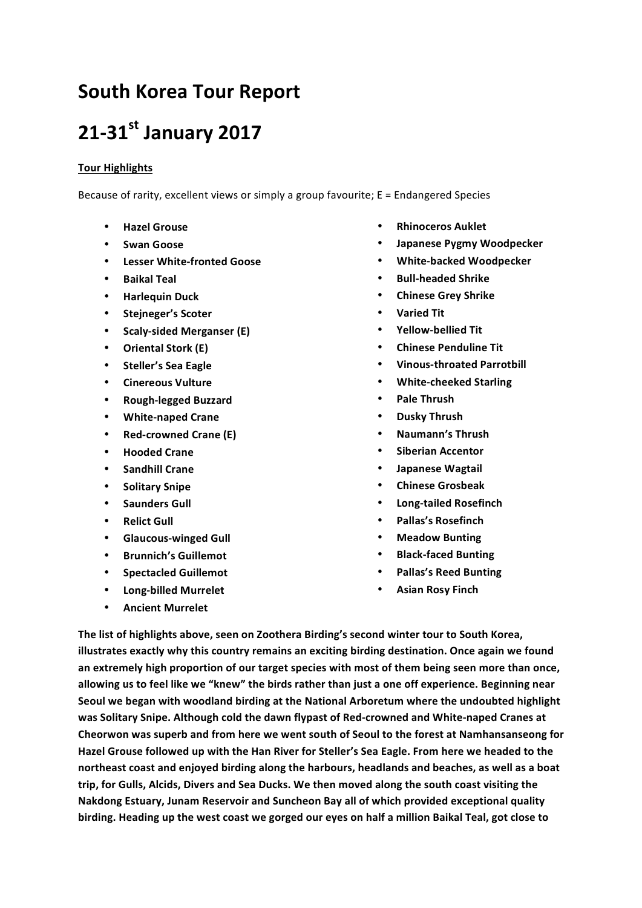# South Korea Tour Report

# 21-31st January 2017

**Tour Highlights**

Because of rarity, excellent views or simply a group favourite; E = Endangered Species

- **Hazel Grouse**
- **Swan Goose**
- **Lesser White-fronted Goose**
- **Baikal Teal**
- **Harlequin Duck**
- **Stejneger's Scoter**
- **Scaly-sided Merganser (E)**
- **Oriental Stork (E)**
- **Steller's Sea Eagle**
- **Cinereous Vulture**
- **Rough-legged Buzzard**
- **White-naped Crane**
- **Red-crowned Crane (E)**
- **Hooded Crane**
- **Sandhill Crane**
- **Solitary Snipe**
- **Saunders Gull**
- **Relict Gull**
- **Glaucous-winged Gull**
- **Brunnich's Guillemot**
- **Spectacled Guillemot**
- **Long-billed Murrelet**
- **Ancient Murrelet**
- **Rhinoceros Auklet**
- **Japanese Pygmy Woodpecker**
- **White-backed Woodpecker**
- **Bull-headed Shrike**
- **Chinese Grey Shrike**
- **Varied Tit**
- **Yellow-bellied Tit**
- **Chinese Penduline Tit**
- **Vinous-throated Parrotbill**
- **White-cheeked Starling**
- **Pale Thrush**
- **Dusky Thrush**
- **Naumann's Thrush**
- **Siberian Accentor**
- **Japanese Wagtail**
- **Chinese Grosbeak**
- **Long-tailed Rosefinch**
- **Pallas's Rosefinch**
- **Meadow Bunting**
- **Black-faced Bunting**
- **Pallas's Reed Bunting**
- **Asian Rosy Finch**

**The list of highlights above, seen on Zoothera Birding's second winter tour to South Korea, illustrates exactly why this country remains an exciting birding destination. Once again we found an extremely high proportion of our target species with most of them being seen more than once, allowing us to feel like we "knew" the birds rather than just a one off experience. Beginning near Seoul we began with woodland birding at the National Arboretum where the undoubted highlight was Solitary Snipe. Although cold the dawn flypast of Red-crowned and White-naped Cranes at Cheorwon was superb and from here we went south of Seoul to the forest at Namhansanseong for Hazel Grouse followed up with the Han River for Steller's Sea Eagle. From here we headed to the northeast coast and enjoyed birding along the harbours, headlands and beaches, as well as a boat trip, for Gulls, Alcids, Divers and Sea Ducks. We then moved along the south coast visiting the Nakdong Estuary, Junam Reservoir and Suncheon Bay all of which provided exceptional quality birding. Heading up the west coast we gorged our eyes on half a million Baikal Teal, got close to**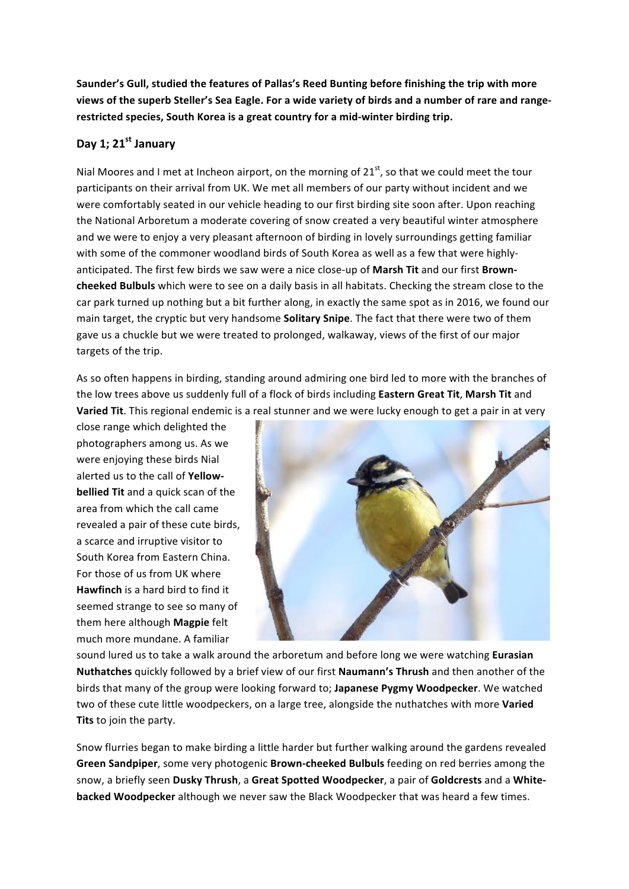**Saunder's Gull, studied the features of Pallas's Reed Bunting before finishing the trip with more views of the superb Steller's Sea Eagle. For a wide variety of birds and a number of rare and range-restricted species, South Korea is a great country for a mid-winter birding trip.**

## Day 1; 21st January

Nial Moores and I met at Incheon airport, on the morning of 21st, so that we could meet the tour participants on their arrival from UK. We met all members of our party without incident and we were comfortably seated in our vehicle heading to our first birding site soon after. Upon reaching the National Arboretum a moderate covering of snow created a very beautiful winter atmosphere and we were to enjoy a very pleasant afternoon of birding in lovely surroundings getting familiar with some of the commoner woodland birds of South Korea as well as a few that were highly-anticipated. The first few birds we saw were a nice close-up of **Marsh Tit** and our first **Brown-cheeked Bulbuls** which were to see on a daily basis in all habitats. Checking the stream close to the car park turned up nothing but a bit further along, in exactly the same spot as in 2016, we found our main target, the cryptic but very handsome **Solitary Snipe**. The fact that there were two of them gave us a chuckle but we were treated to prolonged, walkaway, views of the first of our major targets of the trip.

As so often happens in birding, standing around admiring one bird led to more with the branches of the low trees above us suddenly full of a flock of birds including **Eastern Great Tit**, **Marsh Tit** and **Varied Tit**. This regional endemic is a real stunner and we were lucky enough to get a pair in at very close range which delighted the photographers among us. As we were enjoying these birds Nial alerted us to the call of **Yellow-bellied Tit** and a quick scan of the area from which the call came revealed a pair of these cute birds, a scarce and irruptive visitor to South Korea from Eastern China. For those of us from UK where **Hawfinch** is a hard bird to find it seemed strange to see so many of them here although **Magpie** felt much more mundane. A familiar sound lured us to take a walk around the arboretum and before long we were watching **Eurasian Nuthatches** quickly followed by a brief view of our first **Naumann's Thrush** and then another of the birds that many of the group were looking forward to; **Japanese Pygmy Woodpecker**. We watched two of these cute little woodpeckers, on a large tree, alongside the nuthatches with more **Varied Tits** to join the party.

Snow flurries began to make birding a little harder but further walking around the gardens revealed **Green Sandpiper**, some very photogenic **Brown-cheeked Bulbuls** feeding on red berries among the snow, a briefly seen **Dusky Thrush**, a **Great Spotted Woodpecker**, a pair of **Goldcrests** and a **White-backed Woodpecker** although we never saw the Black Woodpecker that was heard a few times.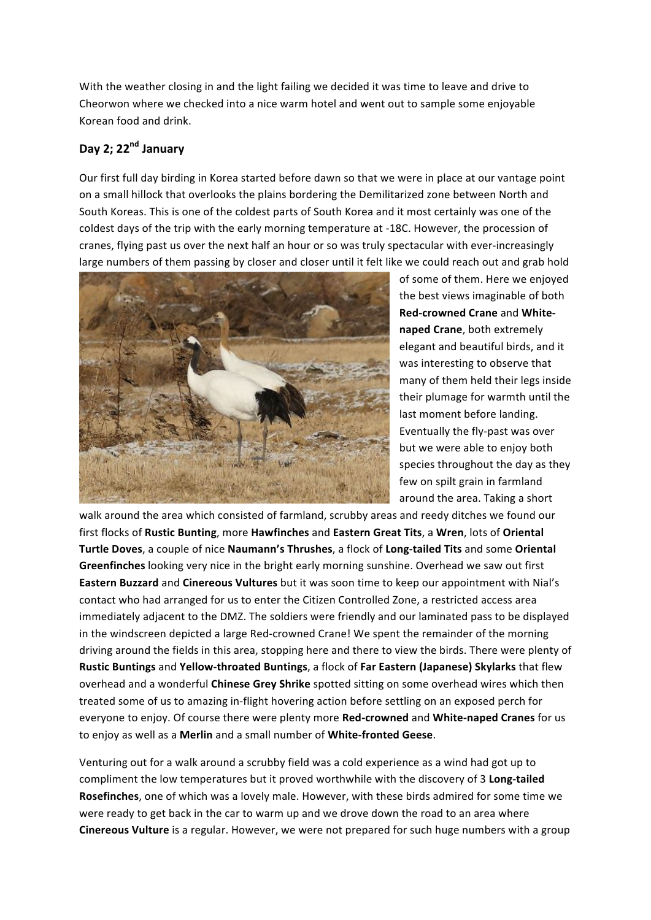With the weather closing in and the light failing we decided it was time to leave and drive to Cheorwon where we checked into a nice warm hotel and went out to sample some enjoyable Korean food and drink.

## Day 2; 22nd January

Our first full day birding in Korea started before dawn so that we were in place at our vantage point on a small hillock that overlooks the plains bordering the Demilitarized zone between North and South Koreas. This is one of the coldest parts of South Korea and it most certainly was one of the coldest days of the trip with the early morning temperature at -18C. However, the procession of cranes, flying past us over the next half an hour or so was truly spectacular with ever-increasingly large numbers of them passing by closer and closer until it felt like we could reach out and grab hold of some of them. Here we enjoyed the best views imaginable of both **Red-crowned Crane** and **White-naped Crane**, both extremely elegant and beautiful birds, and it was interesting to observe that many of them held their legs inside their plumage for warmth until the last moment before landing. Eventually the fly-past was over but we were able to enjoy both species throughout the day as they few on spilt grain in farmland around the area. Taking a short walk around the area which consisted of farmland, scrubby areas and reedy ditches we found our first flocks of **Rustic Bunting**, more **Hawfinches** and **Eastern Great Tits**, a **Wren**, lots of **Oriental Turtle Doves**, a couple of nice **Naumann's Thrushes**, a flock of **Long-tailed Tits** and some **Oriental Greenfinches** looking very nice in the bright early morning sunshine. Overhead we saw out first **Eastern Buzzard** and **Cinereous Vultures** but it was soon time to keep our appointment with Nial's contact who had arranged for us to enter the Citizen Controlled Zone, a restricted access area immediately adjacent to the DMZ. The soldiers were friendly and our laminated pass to be displayed in the windscreen depicted a large Red-crowned Crane! We spent the remainder of the morning driving around the fields in this area, stopping here and there to view the birds. There were plenty of **Rustic Buntings** and **Yellow-throated Buntings**, a flock of **Far Eastern (Japanese) Skylarks** that flew overhead and a wonderful **Chinese Grey Shrike** spotted sitting on some overhead wires which then treated some of us to amazing in-flight hovering action before settling on an exposed perch for everyone to enjoy. Of course there were plenty more **Red-crowned** and **White-naped Cranes** for us to enjoy as well as a **Merlin** and a small number of **White-fronted Geese**.

Venturing out for a walk around a scrubby field was a cold experience as a wind had got up to compliment the low temperatures but it proved worthwhile with the discovery of 3 **Long-tailed Rosefinches**, one of which was a lovely male. However, with these birds admired for some time we were ready to get back in the car to warm up and we drove down the road to an area where **Cinereous Vulture** is a regular. However, we were not prepared for such huge numbers with a group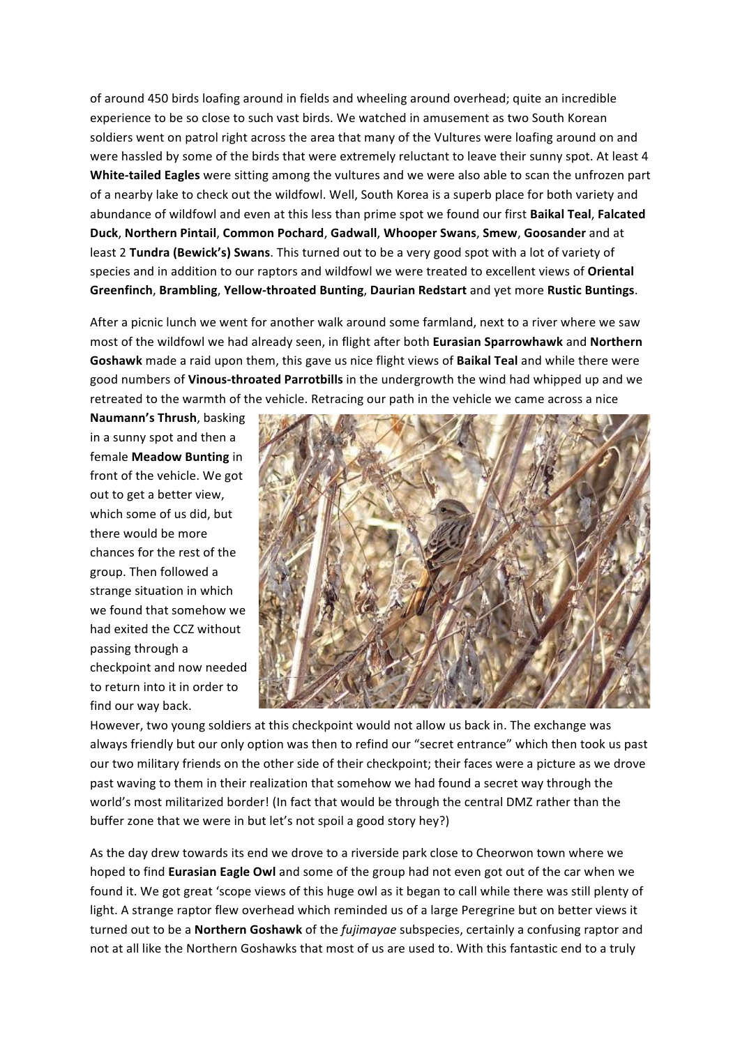of around 450 birds loafing around in fields and wheeling around overhead; quite an incredible experience to be so close to such vast birds. We watched in amusement as two South Korean soldiers went on patrol right across the area that many of the Vultures were loafing around on and were hassled by some of the birds that were extremely reluctant to leave their sunny spot. At least 4 **White-tailed Eagles** were sitting among the vultures and we were also able to scan the unfrozen part of a nearby lake to check out the wildfowl. Well, South Korea is a superb place for both variety and abundance of wildfowl and even at this less than prime spot we found our first **Baikal Teal**, **Falcated Duck**, **Northern Pintail**, **Common Pochard**, **Gadwall**, **Whooper Swans**, **Smew**, **Goosander** and at least 2 **Tundra (Bewick's) Swans**. This turned out to be a very good spot with a lot of variety of species and in addition to our raptors and wildfowl we were treated to excellent views of **Oriental Greenfinch**, **Brambling**, **Yellow-throated Bunting**, **Daurian Redstart** and yet more **Rustic Buntings**.

After a picnic lunch we went for another walk around some farmland, next to a river where we saw most of the wildfowl we had already seen, in flight after both **Eurasian Sparrowhawk** and **Northern Goshawk** made a raid upon them, this gave us nice flight views of **Baikal Teal** and while there were good numbers of **Vinous-throated Parrotbills** in the undergrowth the wind had whipped up and we retreated to the warmth of the vehicle. Retracing our path in the vehicle we came across a nice **Naumann's Thrush**, basking in a sunny spot and then a female **Meadow Bunting** in front of the vehicle. We got out to get a better view, which some of us did, but there would be more chances for the rest of the group. Then followed a strange situation in which we found that somehow we had exited the CCZ without passing through a checkpoint and now needed to return into it in order to find our way back. However, two young soldiers at this checkpoint would not allow us back in. The exchange was always friendly but our only option was then to refind our "secret entrance" which then took us past our two military friends on the other side of their checkpoint; their faces were a picture as we drove past waving to them in their realization that somehow we had found a secret way through the world's most militarized border! (In fact that would be through the central DMZ rather than the buffer zone that we were in but let's not spoil a good story hey?)

As the day drew towards its end we drove to a riverside park close to Cheorwon town where we hoped to find **Eurasian Eagle Owl** and some of the group had not even got out of the car when we found it. We got great 'scope views of this huge owl as it began to call while there was still plenty of light. A strange raptor flew overhead which reminded us of a large Peregrine but on better views it turned out to be a **Northern Goshawk** of the *fujimayae* subspecies, certainly a confusing raptor and not at all like the Northern Goshawks that most of us are used to. With this fantastic end to a truly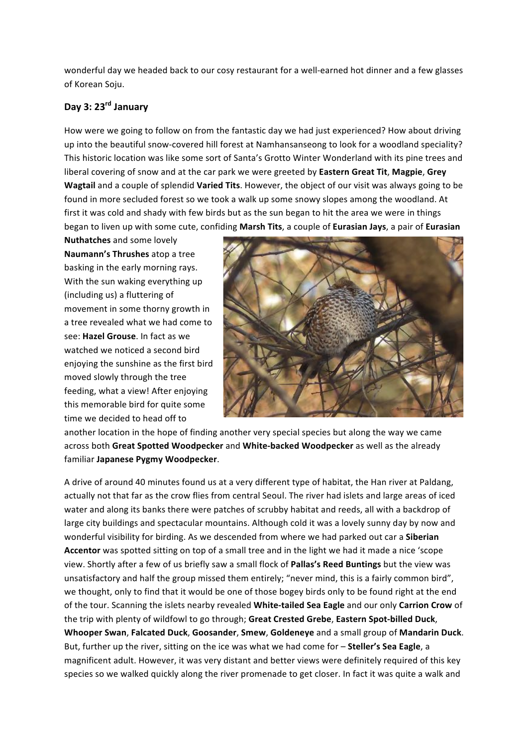wonderful day we headed back to our cosy restaurant for a well-earned hot dinner and a few glasses of Korean Soju.

## Day 3: 23rd January

How were we going to follow on from the fantastic day we had just experienced? How about driving up into the beautiful snow-covered hill forest at Namhansanseong to look for a woodland speciality? This historic location was like some sort of Santa's Grotto Winter Wonderland with its pine trees and liberal covering of snow and at the car park we were greeted by **Eastern Great Tit**, **Magpie**, **Grey Wagtail** and a couple of splendid **Varied Tits**. However, the object of our visit was always going to be found in more secluded forest so we took a walk up some snowy slopes among the woodland. At first it was cold and shady with few birds but as the sun began to hit the area we were in things began to liven up with some cute, confiding **Marsh Tits**, a couple of **Eurasian Jays**, a pair of **Eurasian Nuthatches** and some lovely **Naumann's Thrushes** atop a tree basking in the early morning rays. With the sun waking everything up (including us) a fluttering of movement in some thorny growth in a tree revealed what we had come to see: **Hazel Grouse**. In fact as we watched we noticed a second bird enjoying the sunshine as the first bird moved slowly through the tree feeding, what a view! After enjoying this memorable bird for quite some time we decided to head off to another location in the hope of finding another very special species but along the way we came across both **Great Spotted Woodpecker** and **White-backed Woodpecker** as well as the already familiar **Japanese Pygmy Woodpecker**.

A drive of around 40 minutes found us at a very different type of habitat, the Han river at Paldang, actually not that far as the crow flies from central Seoul. The river had islets and large areas of iced water and along its banks there were patches of scrubby habitat and reeds, all with a backdrop of large city buildings and spectacular mountains. Although cold it was a lovely sunny day by now and wonderful visibility for birding. As we descended from where we had parked out car a **Siberian Accentor** was spotted sitting on top of a small tree and in the light we had it made a nice 'scope view. Shortly after a few of us briefly saw a small flock of **Pallas's Reed Buntings** but the view was unsatisfactory and half the group missed them entirely; "never mind, this is a fairly common bird", we thought, only to find that it would be one of those bogey birds only to be found right at the end of the tour. Scanning the islets nearby revealed **White-tailed Sea Eagle** and our only **Carrion Crow** of the trip with plenty of wildfowl to go through; **Great Crested Grebe**, **Eastern Spot-billed Duck**, **Whooper Swan**, **Falcated Duck**, **Goosander**, **Smew**, **Goldeneye** and a small group of **Mandarin Duck**. But, further up the river, sitting on the ice was what we had come for – **Steller's Sea Eagle**, a magnificent adult. However, it was very distant and better views were definitely required of this key species so we walked quickly along the river promenade to get closer. In fact it was quite a walk and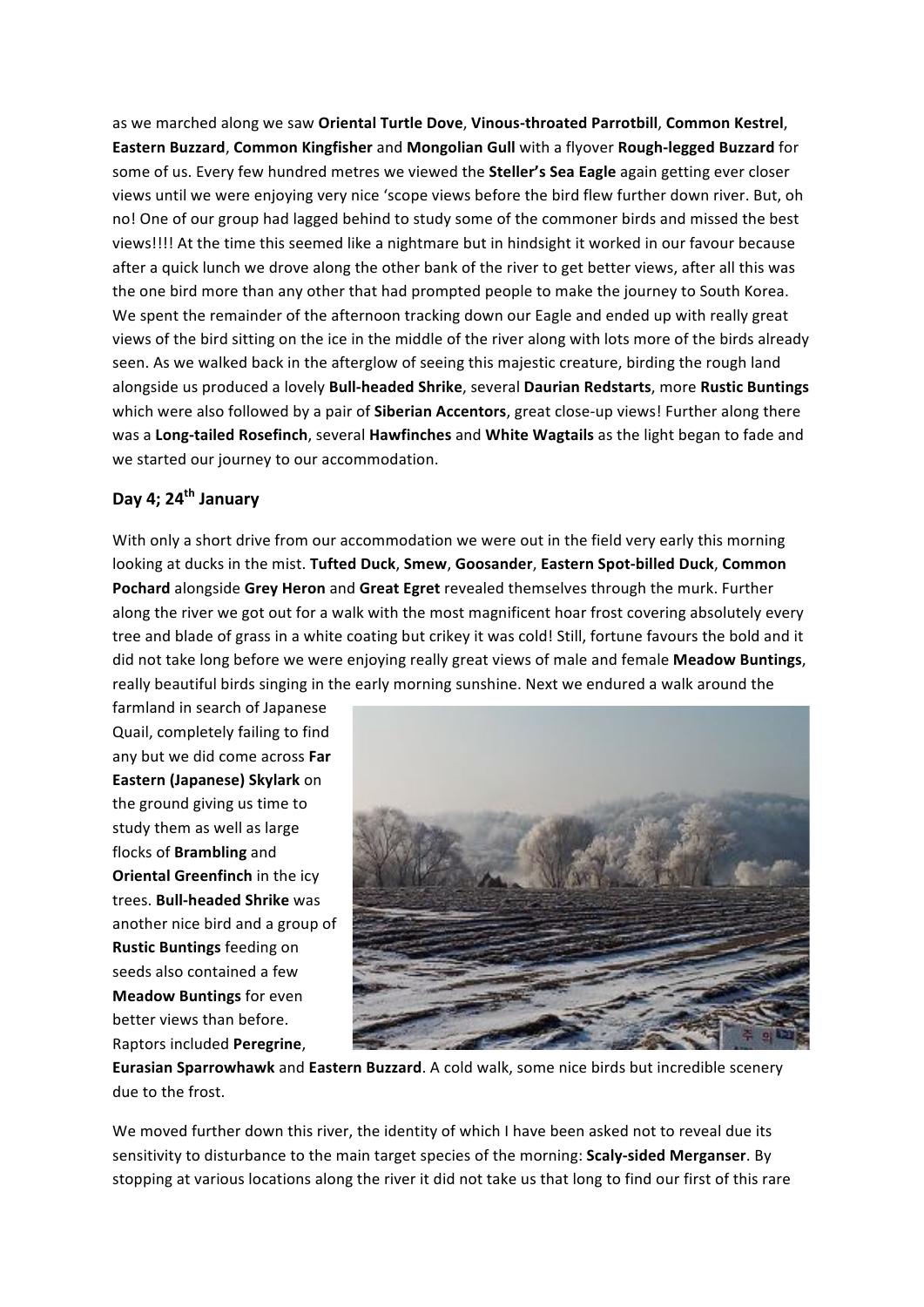as we marched along we saw **Oriental Turtle Dove**, **Vinous-throated Parrotbill**, **Common Kestrel**, **Eastern Buzzard**, **Common Kingfisher** and **Mongolian Gull** with a flyover **Rough-legged Buzzard** for some of us. Every few hundred metres we viewed the **Steller's Sea Eagle** again getting ever closer views until we were enjoying very nice 'scope views before the bird flew further down river. But, oh no! One of our group had lagged behind to study some of the commoner birds and missed the best views!!!! At the time this seemed like a nightmare but in hindsight it worked in our favour because after a quick lunch we drove along the other bank of the river to get better views, after all this was the one bird more than any other that had prompted people to make the journey to South Korea. We spent the remainder of the afternoon tracking down our Eagle and ended up with really great views of the bird sitting on the ice in the middle of the river along with lots more of the birds already seen. As we walked back in the afterglow of seeing this majestic creature, birding the rough land alongside us produced a lovely **Bull-headed Shrike**, several **Daurian Redstarts**, more **Rustic Buntings** which were also followed by a pair of **Siberian Accentors**, great close-up views! Further along there was a **Long-tailed Rosefinch**, several **Hawfinches** and **White Wagtails** as the light began to fade and we started our journey to our accommodation.

## Day 4; 24th January

With only a short drive from our accommodation we were out in the field very early this morning looking at ducks in the mist. **Tufted Duck**, **Smew**, **Goosander**, **Eastern Spot-billed Duck**, **Common Pochard** alongside **Grey Heron** and **Great Egret** revealed themselves through the murk. Further along the river we got out for a walk with the most magnificent hoar frost covering absolutely every tree and blade of grass in a white coating but crikey it was cold! Still, fortune favours the bold and it did not take long before we were enjoying really great views of male and female **Meadow Buntings**, really beautiful birds singing in the early morning sunshine. Next we endured a walk around the farmland in search of Japanese Quail, completely failing to find any but we did come across **Far Eastern (Japanese) Skylark** on the ground giving us time to study them as well as large flocks of **Brambling** and **Oriental Greenfinch** in the icy trees. **Bull-headed Shrike** was another nice bird and a group of **Rustic Buntings** feeding on seeds also contained a few **Meadow Buntings** for even better views than before. Raptors included **Peregrine**, **Eurasian Sparrowhawk** and **Eastern Buzzard**. A cold walk, some nice birds but incredible scenery due to the frost.

We moved further down this river, the identity of which I have been asked not to reveal due its sensitivity to disturbance to the main target species of the morning: **Scaly-sided Merganser**. By stopping at various locations along the river it did not take us that long to find our first of this rare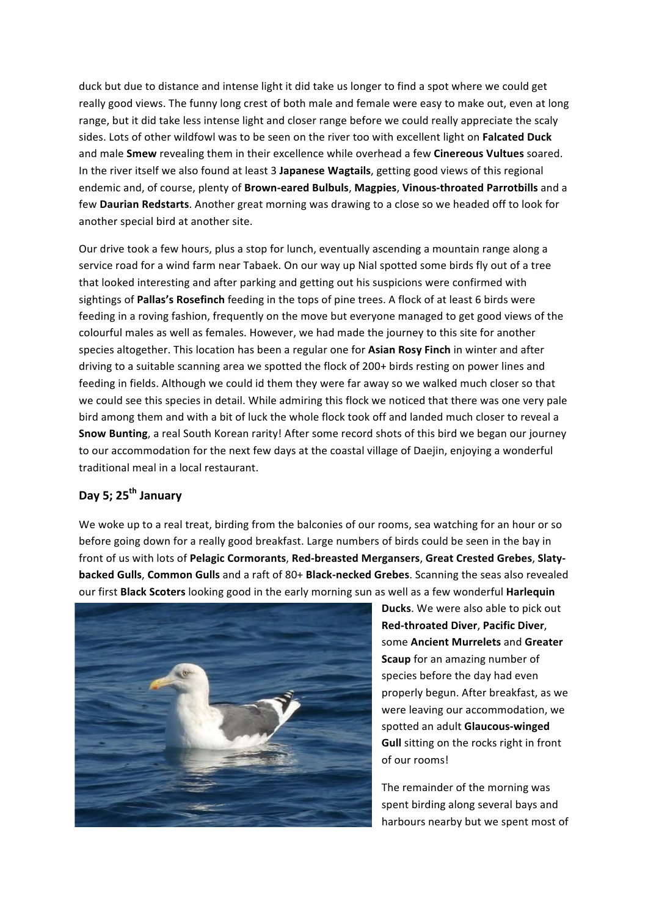duck but due to distance and intense light it did take us longer to find a spot where we could get really good views. The funny long crest of both male and female were easy to make out, even at long range, but it did take less intense light and closer range before we could really appreciate the scaly sides. Lots of other wildfowl was to be seen on the river too with excellent light on **Falcated Duck** and male **Smew** revealing them in their excellence while overhead a few **Cinereous Vultures** soared. In the river itself we also found at least 3 **Japanese Wagtails**, getting good views of this regional endemic and, of course, plenty of **Brown-eared Bulbuls**, **Magpies**, **Vinous-throated Parrotbills** and a few **Daurian Redstarts**. Another great morning was drawing to a close so we headed off to look for another special bird at another site.

Our drive took a few hours, plus a stop for lunch, eventually ascending a mountain range along a service road for a wind farm near Tabaek. On our way up Nial spotted some birds fly out of a tree that looked interesting and after parking and getting out his suspicions were confirmed with sightings of **Pallas's Rosefinch** feeding in the tops of pine trees. A flock of at least 6 birds were feeding in a roving fashion, frequently on the move but everyone managed to get good views of the colourful males as well as females. However, we had made the journey to this site for another species altogether. This location has been a regular one for **Asian Rosy Finch** in winter and after driving to a suitable scanning area we spotted the flock of 200+ birds resting on power lines and feeding in fields. Although we could id them they were far away so we walked much closer so that we could see this species in detail. While admiring this flock we noticed that there was one very pale bird among them and with a bit of luck the whole flock took off and landed much closer to reveal a **Snow Bunting**, a real South Korean rarity! After some record shots of this bird we began our journey to our accommodation for the next few days at the coastal village of Daejin, enjoying a wonderful traditional meal in a local restaurant.

## Day 5; 25th January

We woke up to a real treat, birding from the balconies of our rooms, sea watching for an hour or so before going down for a really good breakfast. Large numbers of birds could be seen in the bay in front of us with lots of **Pelagic Cormorants**, **Red-breasted Mergansers**, **Great Crested Grebes**, **Slaty-backed Gulls**, **Common Gulls** and a raft of 80+ **Black-necked Grebes**. Scanning the seas also revealed our first **Black Scoters** looking good in the early morning sun as well as a few wonderful **Harlequin Ducks**. We were also able to pick out **Red-throated Diver**, **Pacific Diver**, some **Ancient Murrelets** and **Greater Scaup** for an amazing number of species before the day had even properly begun. After breakfast, as we were leaving our accommodation, we spotted an adult **Glaucous-winged Gull** sitting on the rocks right in front of our rooms!

The remainder of the morning was spent birding along several bays and harbours nearby but we spent most of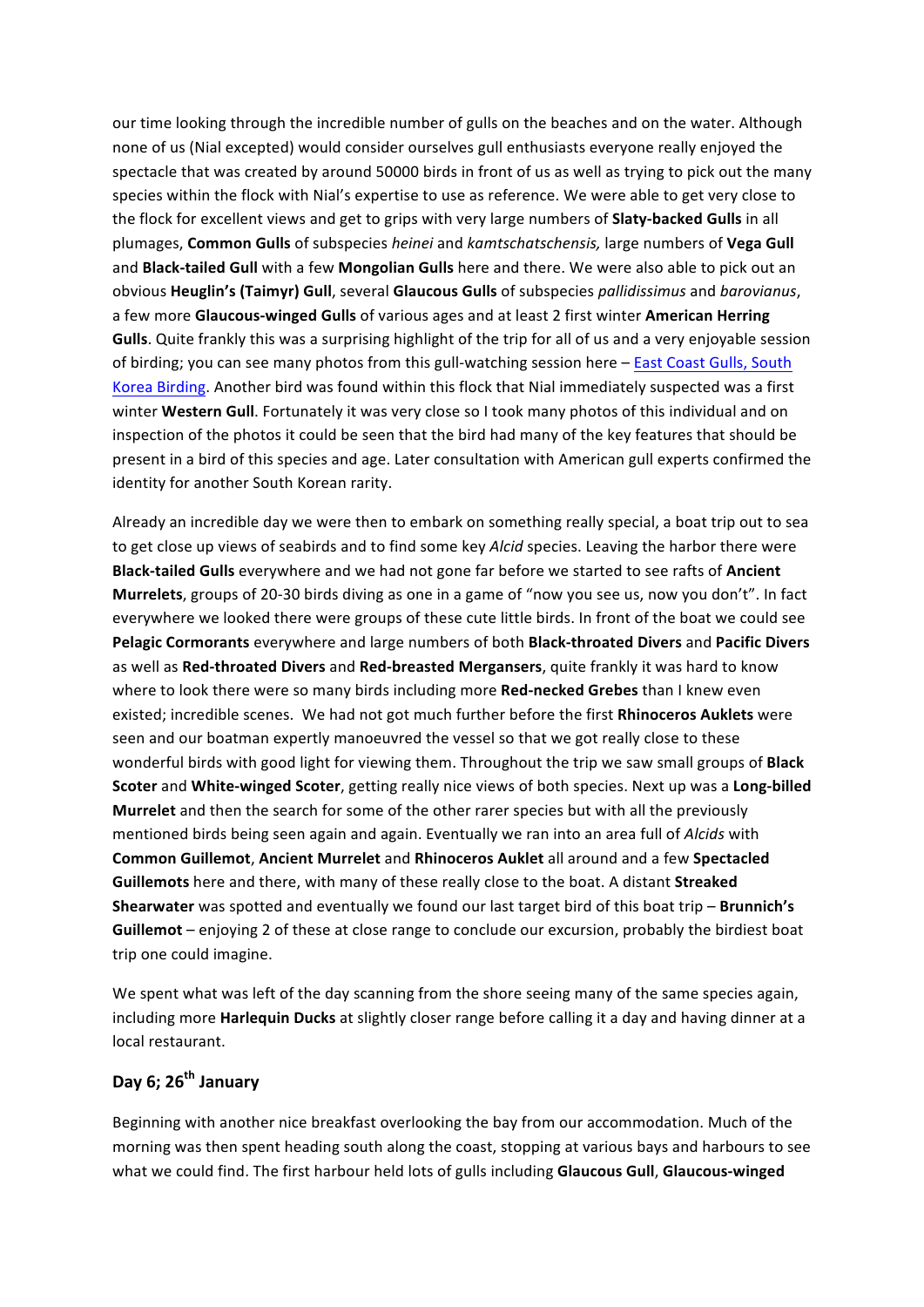our time looking through the incredible number of gulls on the beaches and on the water. Although none of us (Nial excepted) would consider ourselves gull enthusiasts everyone really enjoyed the spectacle that was created by around 50000 birds in front of us as well as trying to pick out the many species within the flock with Nial's expertise to use as reference. We were able to get very close to the flock for excellent views and get to grips with very large numbers of **Slaty-backed Gulls** in all plumages, **Common Gulls** of subspecies *heinei* and *kamtschatschensis,* large numbers of **Vega Gull** and **Black-tailed Gull** with a few **Mongolian Gulls** here and there. We were also able to pick out an obvious **Heuglin's (Taimyr) Gull**, several **Glaucous Gulls** of subspecies *pallidissimus* and *barovianus*, a few more **Glaucous-winged Gulls** of various ages and at least 2 first winter **American Herring Gulls**. Quite frankly this was a surprising highlight of the trip for all of us and a very enjoyable session of birding; you can see many photos from this gull-watching session here – [East Coast Gulls, South Korea Birding](). Another bird was found within this flock that Nial immediately suspected was a first winter **Western Gull**. Fortunately it was very close so I took many photos of this individual and on inspection of the photos it could be seen that the bird had many of the key features that should be present in a bird of this species and age. Later consultation with American gull experts confirmed the identity for another South Korean rarity.

Already an incredible day we were then to embark on something really special, a boat trip out to sea to get close up views of seabirds and to find some key *Alcid* species. Leaving the harbor there were **Black-tailed Gulls** everywhere and we had not gone far before we started to see rafts of **Ancient Murrelets**, groups of 20-30 birds diving as one in a game of "now you see us, now you don't". In fact everywhere we looked there were groups of these cute little birds. In front of the boat we could see **Pelagic Cormorants** everywhere and large numbers of both **Black-throated Divers** and **Pacific Divers** as well as **Red-throated Divers** and **Red-breasted Mergansers**, quite frankly it was hard to know where to look there were so many birds including more **Red-necked Grebes** than I knew even existed; incredible scenes. We had not got much further before the first **Rhinoceros Auklets** were seen and our boatman expertly manoeuvred the vessel so that we got really close to these wonderful birds with good light for viewing them. Throughout the trip we saw small groups of **Black Scoter** and **White-winged Scoter**, getting really nice views of both species. Next up was a **Long-billed Murrelet** and then the search for some of the other rarer species but with all the previously mentioned birds being seen again and again. Eventually we ran into an area full of *Alcids* with **Common Guillemot**, **Ancient Murrelet** and **Rhinoceros Auklet** all around and a few **Spectacled Guillemots** here and there, with many of these really close to the boat. A distant **Streaked Shearwater** was spotted and eventually we found our last target bird of this boat trip – **Brunnich's Guillemot** – enjoying 2 of these at close range to conclude our excursion, probably the birdiest boat trip one could imagine.

We spent what was left of the day scanning from the shore seeing many of the same species again, including more **Harlequin Ducks** at slightly closer range before calling it a day and having dinner at a local restaurant.

## Day 6; 26th January

Beginning with another nice breakfast overlooking the bay from our accommodation. Much of the morning was then spent heading south along the coast, stopping at various bays and harbours to see what we could find. The first harbour held lots of gulls including **Glaucous Gull**, **Glaucous-winged**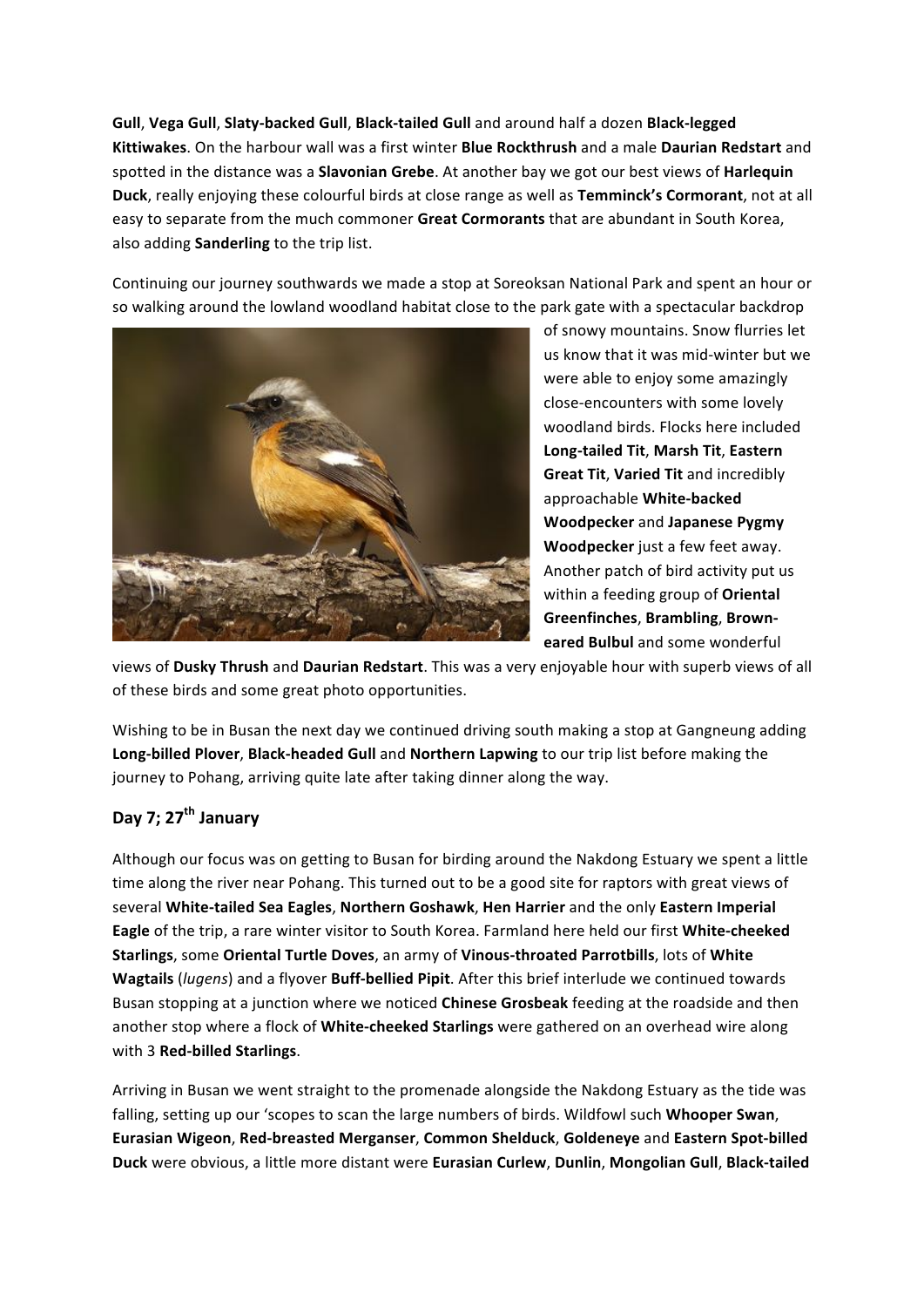**Gull**, **Vega Gull**, **Slaty-backed Gull**, **Black-tailed Gull** and around half a dozen **Black-legged Kittiwakes**. On the harbour wall was a first winter **Blue Rockthrush** and a male **Daurian Redstart** and spotted in the distance was a **Slavonian Grebe**. At another bay we got our best views of **Harlequin Duck**, really enjoying these colourful birds at close range as well as **Temminck's Cormorant**, not at all easy to separate from the much commoner **Great Cormorants** that are abundant in South Korea, also adding **Sanderling** to the trip list.

Continuing our journey southwards we made a stop at Soreoksan National Park and spent an hour or so walking around the lowland woodland habitat close to the park gate with a spectacular backdrop of snowy mountains. Snow flurries let us know that it was mid-winter but we were able to enjoy some amazingly close-encounters with some lovely woodland birds. Flocks here included **Long-tailed Tit**, **Marsh Tit**, **Eastern Great Tit**, **Varied Tit** and incredibly approachable **White-backed Woodpecker** and **Japanese Pygmy Woodpecker** just a few feet away. Another patch of bird activity put us within a feeding group of **Oriental Greenfinches**, **Brambling**, **Brown-eared Bulbul** and some wonderful views of **Dusky Thrush** and **Daurian Redstart**. This was a very enjoyable hour with superb views of all of these birds and some great photo opportunities.

Wishing to be in Busan the next day we continued driving south making a stop at Gangneung adding **Long-billed Plover**, **Black-headed Gull** and **Northern Lapwing** to our trip list before making the journey to Pohang, arriving quite late after taking dinner along the way.

## Day 7; 27th January

Although our focus was on getting to Busan for birding around the Nakdong Estuary we spent a little time along the river near Pohang. This turned out to be a good site for raptors with great views of several **White-tailed Sea Eagles**, **Northern Goshawk**, **Hen Harrier** and the only **Eastern Imperial Eagle** of the trip, a rare winter visitor to South Korea. Farmland here held our first **White-cheeked Starlings**, some **Oriental Turtle Doves**, an army of **Vinous-throated Parrotbills**, lots of **White Wagtails** (*lugens*) and a flyover **Buff-bellied Pipit**. After this brief interlude we continued towards Busan stopping at a junction where we noticed **Chinese Grosbeak** feeding at the roadside and then another stop where a flock of **White-cheeked Starlings** were gathered on an overhead wire along with 3 **Red-billed Starlings**.

Arriving in Busan we went straight to the promenade alongside the Nakdong Estuary as the tide was falling, setting up our 'scopes to scan the large numbers of birds. Wildfowl such **Whooper Swan**, **Eurasian Wigeon**, **Red-breasted Merganser**, **Common Shelduck**, **Goldeneye** and **Eastern Spot-billed Duck** were obvious, a little more distant were **Eurasian Curlew**, **Dunlin**, **Mongolian Gull**, **Black-tailed**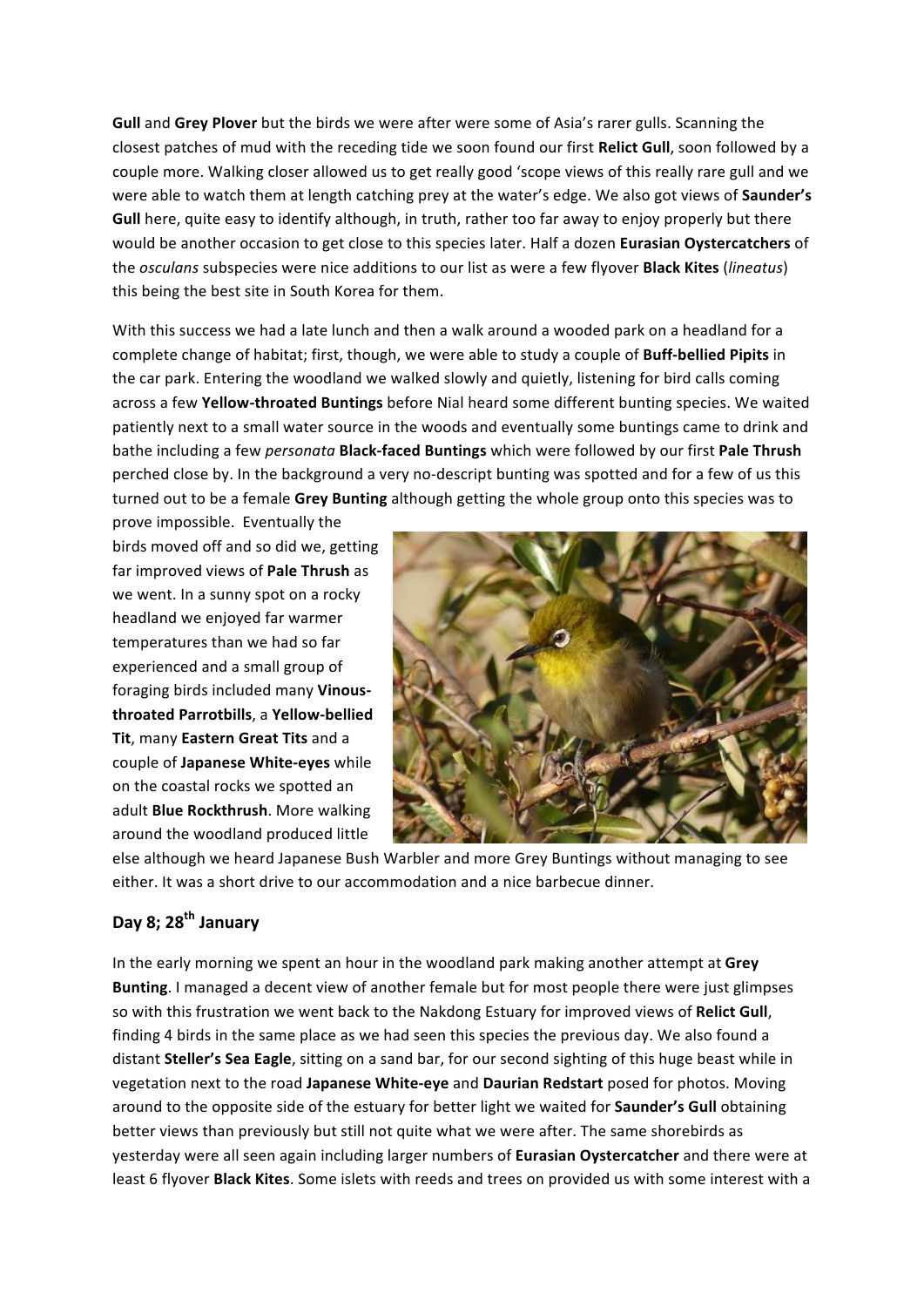**Gull** and **Grey Plover** but the birds we were after were some of Asia's rarer gulls. Scanning the closest patches of mud with the receding tide we soon found our first **Relict Gull**, soon followed by a couple more. Walking closer allowed us to get really good 'scope views of this really rare gull and we were able to watch them at length catching prey at the water's edge. We also got views of **Saunder's Gull** here, quite easy to identify although, in truth, rather too far away to enjoy properly but there would be another occasion to get close to this species later. Half a dozen **Eurasian Oystercatchers** of the *osculans* subspecies were nice additions to our list as were a few flyover **Black Kites** (*lineatus*) this being the best site in South Korea for them.

With this success we had a late lunch and then a walk around a wooded park on a headland for a complete change of habitat; first, though, we were able to study a couple of **Buff-bellied Pipits** in the car park. Entering the woodland we walked slowly and quietly, listening for bird calls coming across a few **Yellow-throated Buntings** before Nial heard some different bunting species. We waited patiently next to a small water source in the woods and eventually some buntings came to drink and bathe including a few *personata* **Black-faced Buntings** which were followed by our first **Pale Thrush** perched close by. In the background a very no-descript bunting was spotted and for a few of us this turned out to be a female **Grey Bunting** although getting the whole group onto this species was to prove impossible. Eventually the birds moved off and so did we, getting far improved views of **Pale Thrush** as we went. In a sunny spot on a rocky headland we enjoyed far warmer temperatures than we had so far experienced and a small group of foraging birds included many **Vinous-throated Parrotbills**, a **Yellow-bellied Tit**, many **Eastern Great Tits** and a couple of **Japanese White-eyes** while on the coastal rocks we spotted an adult **Blue Rockthrush**. More walking around the woodland produced little else although we heard Japanese Bush Warbler and more Grey Buntings without managing to see either. It was a short drive to our accommodation and a nice barbecue dinner.

## Day 8; 28th January

In the early morning we spent an hour in the woodland park making another attempt at **Grey Bunting**. I managed a decent view of another female but for most people there were just glimpses so with this frustration we went back to the Nakdong Estuary for improved views of **Relict Gull**, finding 4 birds in the same place as we had seen this species the previous day. We also found a distant **Steller's Sea Eagle**, sitting on a sand bar, for our second sighting of this huge beast while in vegetation next to the road **Japanese White-eye** and **Daurian Redstart** posed for photos. Moving around to the opposite side of the estuary for better light we waited for **Saunder's Gull** obtaining better views than previously but still not quite what we were after. The same shorebirds as yesterday were all seen again including larger numbers of **Eurasian Oystercatcher** and there were at least 6 flyover **Black Kites**. Some islets with reeds and trees on provided us with some interest with a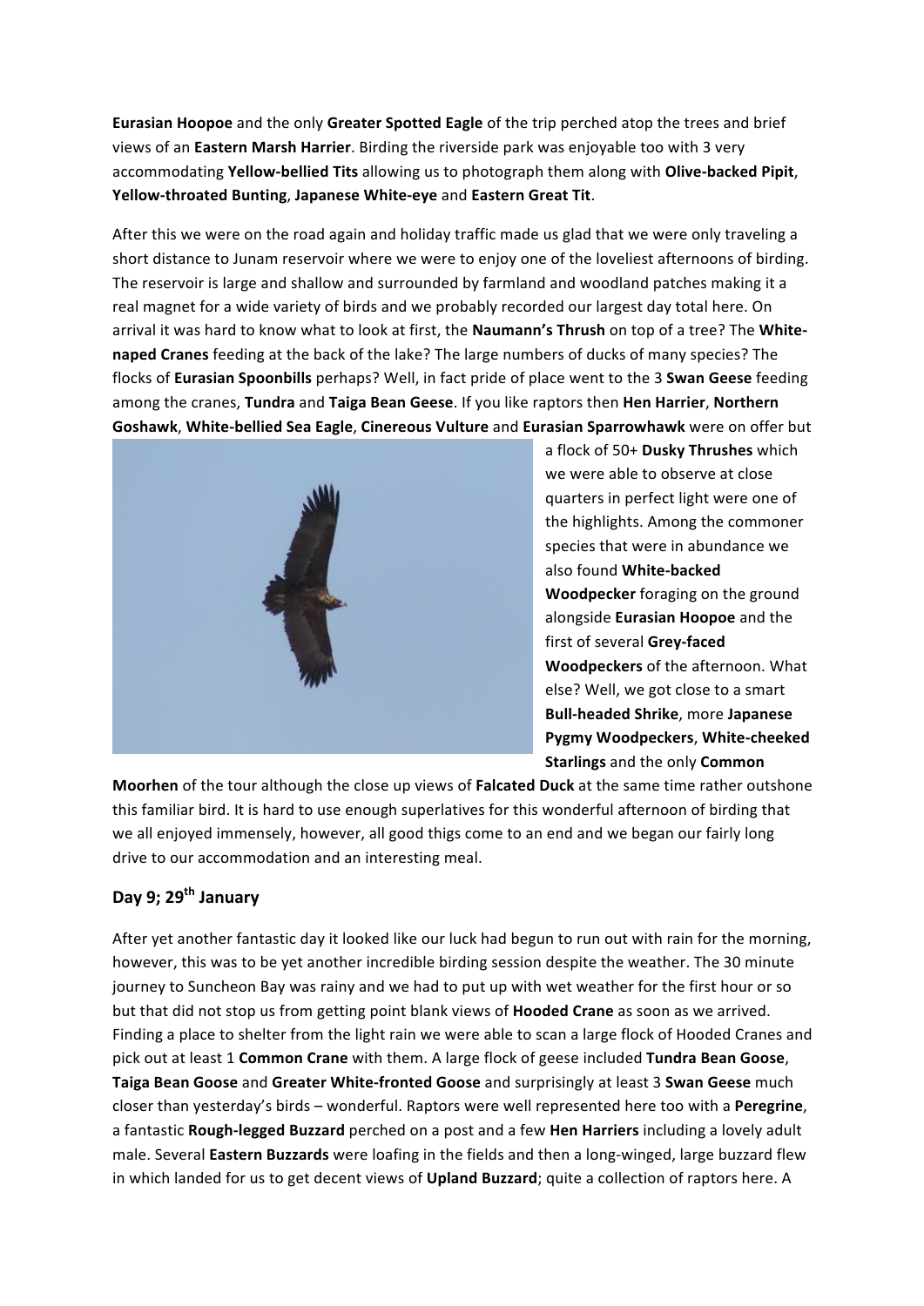**Eurasian Hoopoe** and the only **Greater Spotted Eagle** of the trip perched atop the trees and brief views of an **Eastern Marsh Harrier**. Birding the riverside park was enjoyable too with 3 very accommodating **Yellow-bellied Tits** allowing us to photograph them along with **Olive-backed Pipit**, **Yellow-throated Bunting**, **Japanese White-eye** and **Eastern Great Tit**.

After this we were on the road again and holiday traffic made us glad that we were only traveling a short distance to Junam reservoir where we were to enjoy one of the loveliest afternoons of birding. The reservoir is large and shallow and surrounded by farmland and woodland patches making it a real magnet for a wide variety of birds and we probably recorded our largest day total here. On arrival it was hard to know what to look at first, the **Naumann's Thrush** on top of a tree? The **White-naped Cranes** feeding at the back of the lake? The large numbers of ducks of many species? The flocks of **Eurasian Spoonbills** perhaps? Well, in fact pride of place went to the 3 **Swan Geese** feeding among the cranes, **Tundra** and **Taiga Bean Geese**. If you like raptors then **Hen Harrier**, **Northern Goshawk**, **White-bellied Sea Eagle**, **Cinereous Vulture** and **Eurasian Sparrowhawk** were on offer but a flock of 50+ **Dusky Thrushes** which we were able to observe at close quarters in perfect light were one of the highlights. Among the commoner species that were in abundance we also found **White-backed Woodpecker** foraging on the ground alongside **Eurasian Hoopoe** and the first of several **Grey-faced Woodpeckers** of the afternoon. What else? Well, we got close to a smart **Bull-headed Shrike**, more **Japanese Pygmy Woodpeckers**, **White-cheeked Starlings** and the only **Common Moorhen** of the tour although the close up views of **Falcated Duck** at the same time rather outshone this familiar bird. It is hard to use enough superlatives for this wonderful afternoon of birding that we all enjoyed immensely, however, all good thigs come to an end and we began our fairly long drive to our accommodation and an interesting meal.

## Day 9; 29th January

After yet another fantastic day it looked like our luck had begun to run out with rain for the morning, however, this was to be yet another incredible birding session despite the weather. The 30 minute journey to Suncheon Bay was rainy and we had to put up with wet weather for the first hour or so but that did not stop us from getting point blank views of **Hooded Crane** as soon as we arrived. Finding a place to shelter from the light rain we were able to scan a large flock of Hooded Cranes and pick out at least 1 **Common Crane** with them. A large flock of geese included **Tundra Bean Goose**, **Taiga Bean Goose** and **Greater White-fronted Goose** and surprisingly at least 3 **Swan Geese** much closer than yesterday's birds – wonderful. Raptors were well represented here too with a **Peregrine**, a fantastic **Rough-legged Buzzard** perched on a post and a few **Hen Harriers** including a lovely adult male. Several **Eastern Buzzards** were loafing in the fields and then a long-winged, large buzzard flew in which landed for us to get decent views of **Upland Buzzard**; quite a collection of raptors here. A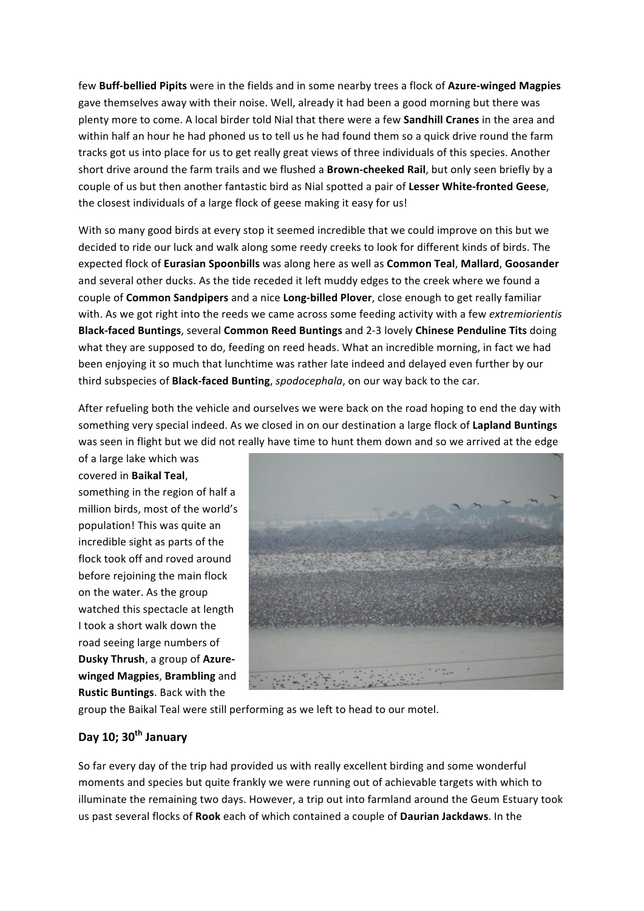few **Buff-bellied Pipits** were in the fields and in some nearby trees a flock of **Azure-winged Magpies** gave themselves away with their noise. Well, already it had been a good morning but there was plenty more to come. A local birder told Nial that there were a few **Sandhill Cranes** in the area and within half an hour he had phoned us to tell us he had found them so a quick drive round the farm tracks got us into place for us to get really great views of three individuals of this species. Another short drive around the farm trails and we flushed a **Brown-cheeked Rail**, but only seen briefly by a couple of us but then another fantastic bird as Nial spotted a pair of **Lesser White-fronted Geese**, the closest individuals of a large flock of geese making it easy for us!

With so many good birds at every stop it seemed incredible that we could improve on this but we decided to ride our luck and walk along some reedy creeks to look for different kinds of birds. The expected flock of **Eurasian Spoonbills** was along here as well as **Common Teal**, **Mallard**, **Goosander** and several other ducks. As the tide receded it left muddy edges to the creek where we found a couple of **Common Sandpipers** and a nice **Long-billed Plover**, close enough to get really familiar with. As we got right into the reeds we came across some feeding activity with a few *extremiorientis* **Black-faced Buntings**, several **Common Reed Buntings** and 2-3 lovely **Chinese Penduline Tits** doing what they are supposed to do, feeding on reed heads. What an incredible morning, in fact we had been enjoying it so much that lunchtime was rather late indeed and delayed even further by our third subspecies of **Black-faced Bunting**, *spodocephala*, on our way back to the car.

After refueling both the vehicle and ourselves we were back on the road hoping to end the day with something very special indeed. As we closed in on our destination a large flock of **Lapland Buntings** was seen in flight but we did not really have time to hunt them down and so we arrived at the edge of a large lake which was covered in **Baikal Teal**, something in the region of half a million birds, most of the world's population! This was quite an incredible sight as parts of the flock took off and roved around before rejoining the main flock on the water. As the group watched this spectacle at length I took a short walk down the road seeing large numbers of **Dusky Thrush**, a group of **Azure-winged Magpies**, **Brambling** and **Rustic Buntings**. Back with the group the Baikal Teal were still performing as we left to head to our motel.

## Day 10; 30th January

So far every day of the trip had provided us with really excellent birding and some wonderful moments and species but quite frankly we were running out of achievable targets with which to illuminate the remaining two days. However, a trip out into farmland around the Geum Estuary took us past several flocks of **Rook** each of which contained a couple of **Daurian Jackdaws**. In the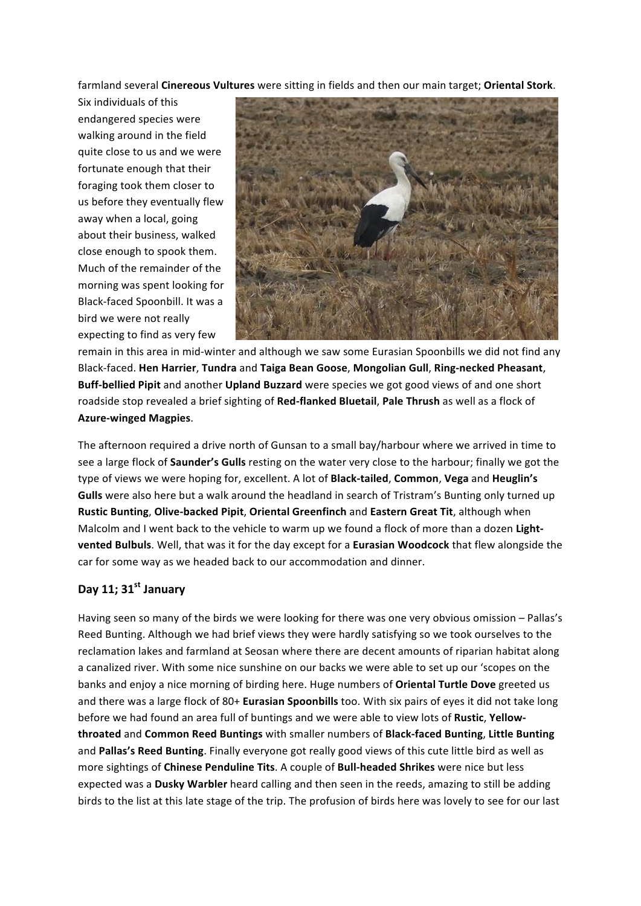farmland several **Cinereous Vultures** were sitting in fields and then our main target; **Oriental Stork**. Six individuals of this endangered species were walking around in the field quite close to us and we were fortunate enough that their foraging took them closer to us before they eventually flew away when a local, going about their business, walked close enough to spook them. Much of the remainder of the morning was spent looking for Black-faced Spoonbill. It was a bird we were not really expecting to find as very few remain in this area in mid-winter and although we saw some Eurasian Spoonbills we did not find any Black-faced. **Hen Harrier**, **Tundra** and **Taiga Bean Goose**, **Mongolian Gull**, **Ring-necked Pheasant**, **Buff-bellied Pipit** and another **Upland Buzzard** were species we got good views of and one short roadside stop revealed a brief sighting of **Red-flanked Bluetail**, **Pale Thrush** as well as a flock of **Azure-winged Magpies**.

The afternoon required a drive north of Gunsan to a small bay/harbour where we arrived in time to see a large flock of **Saunder's Gulls** resting on the water very close to the harbour; finally we got the type of views we were hoping for, excellent. A lot of **Black-tailed**, **Common**, **Vega** and **Heuglin's Gulls** were also here but a walk around the headland in search of Tristram's Bunting only turned up **Rustic Bunting**, **Olive-backed Pipit**, **Oriental Greenfinch** and **Eastern Great Tit**, although when Malcolm and I went back to the vehicle to warm up we found a flock of more than a dozen **Light-vented Bulbuls**. Well, that was it for the day except for a **Eurasian Woodcock** that flew alongside the car for some way as we headed back to our accommodation and dinner.

## Day 11; 31st January

Having seen so many of the birds we were looking for there was one very obvious omission – Pallas's Reed Bunting. Although we had brief views they were hardly satisfying so we took ourselves to the reclamation lakes and farmland at Seosan where there are decent amounts of riparian habitat along a canalized river. With some nice sunshine on our backs we were able to set up our 'scopes on the banks and enjoy a nice morning of birding here. Huge numbers of **Oriental Turtle Dove** greeted us and there was a large flock of 80+ **Eurasian Spoonbills** too. With six pairs of eyes it did not take long before we had found an area full of buntings and we were able to view lots of **Rustic**, **Yellow-throated** and **Common Reed Buntings** with smaller numbers of **Black-faced Bunting**, **Little Bunting** and **Pallas's Reed Bunting**. Finally everyone got really good views of this cute little bird as well as more sightings of **Chinese Penduline Tits**. A couple of **Bull-headed Shrikes** were nice but less expected was a **Dusky Warbler** heard calling and then seen in the reeds, amazing to still be adding birds to the list at this late stage of the trip. The profusion of birds here was lovely to see for our last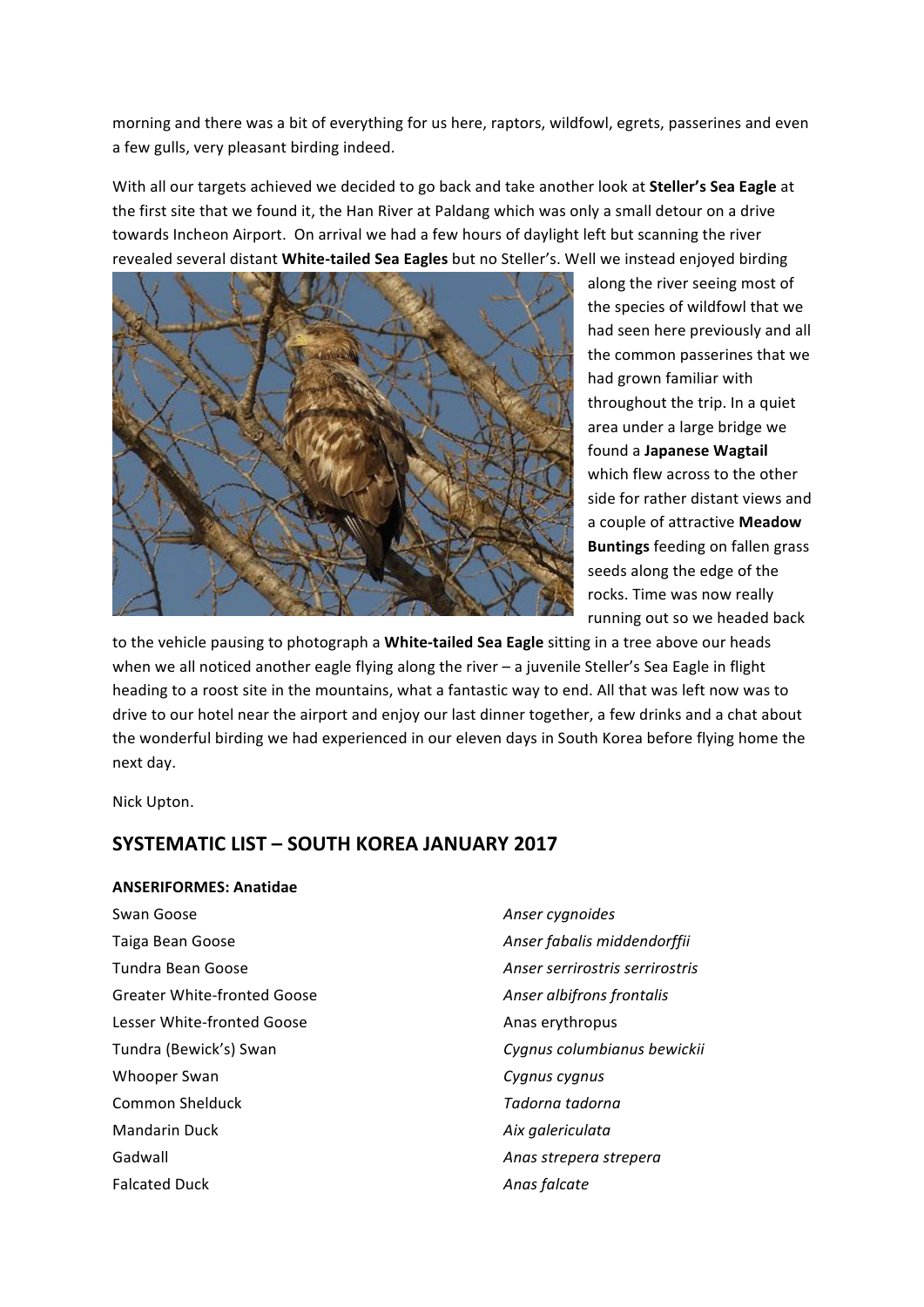morning and there was a bit of everything for us here, raptors, wildfowl, egrets, passerines and even a few gulls, very pleasant birding indeed.

With all our targets achieved we decided to go back and take another look at **Steller's Sea Eagle** at the first site that we found it, the Han River at Paldang which was only a small detour on a drive towards Incheon Airport. On arrival we had a few hours of daylight left but scanning the river revealed several distant **White-tailed Sea Eagles** but no Steller's. Well we instead enjoyed birding along the river seeing most of the species of wildfowl that we had seen here previously and all the common passerines that we had grown familiar with throughout the trip. In a quiet area under a large bridge we found a **Japanese Wagtail** which flew across to the other side for rather distant views and a couple of attractive **Meadow Buntings** feeding on fallen grass seeds along the edge of the rocks. Time was now really running out so we headed back to the vehicle pausing to photograph a **White-tailed Sea Eagle** sitting in a tree above our heads when we all noticed another eagle flying along the river – a juvenile Steller's Sea Eagle in flight heading to a roost site in the mountains, what a fantastic way to end. All that was left now was to drive to our hotel near the airport and enjoy our last dinner together, a few drinks and a chat about the wonderful birding we had experienced in our eleven days in South Korea before flying home the next day.

Nick Upton.

## SYSTEMATIC LIST – SOUTH KOREA JANUARY 2017

**ANSERIFORMES: Anatidae**

| | |
|---|---|
| Swan Goose | *Anser cygnoides* |
| Taiga Bean Goose | *Anser fabalis middendorffii* |
| Tundra Bean Goose | *Anser serrirostris serrirostris* |
| Greater White-fronted Goose | *Anser albifrons frontalis* |
| Lesser White-fronted Goose | Anas erythropus |
| Tundra (Bewick's) Swan | *Cygnus columbianus bewickii* |
| Whooper Swan | *Cygnus cygnus* |
| Common Shelduck | *Tadorna tadorna* |
| Mandarin Duck | *Aix galericulata* |
| Gadwall | *Anas strepera strepera* |
| Falcated Duck | *Anas falcate* |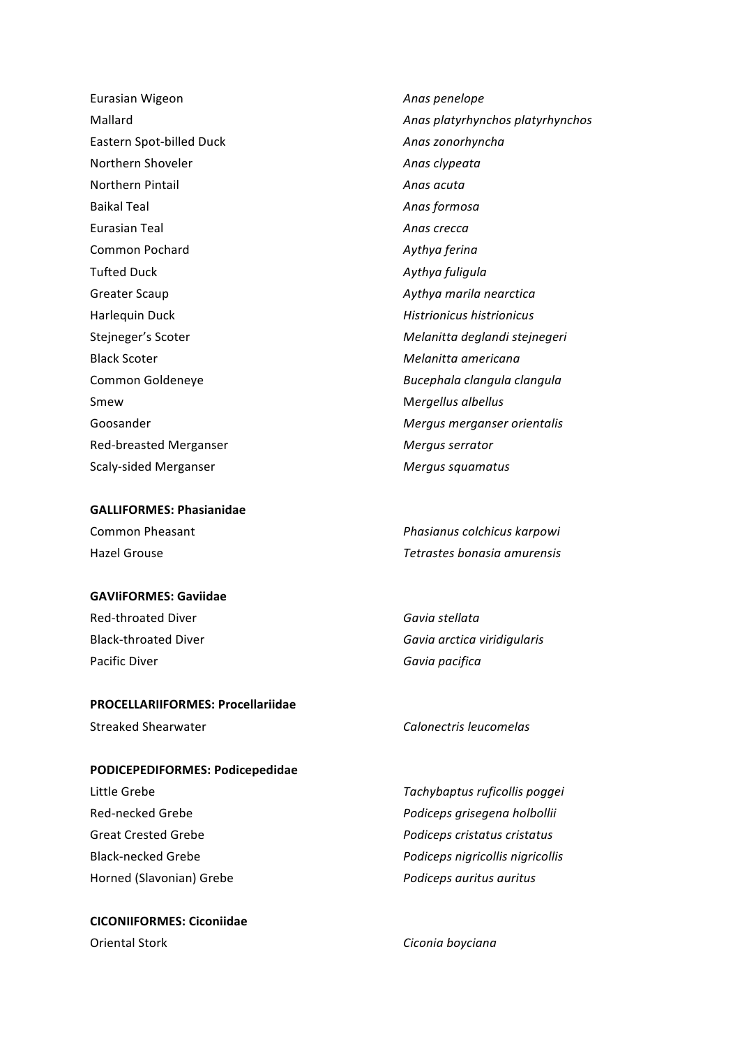Eurasian Wigeon *Anas penelope*
Mallard *Anas platyrhynchos platyrhynchos*
Eastern Spot-billed Duck *Anas zonorhyncha*
Northern Shoveler *Anas clypeata*
Northern Pintail *Anas acuta*
Baikal Teal *Anas formosa*
Eurasian Teal *Anas crecca*
Common Pochard *Aythya ferina*
Tufted Duck *Aythya fuligula*
Greater Scaup *Aythya marila nearctica*
Harlequin Duck *Histrionicus histrionicus*
Stejneger's Scoter *Melanitta deglandi stejnegeri*
Black Scoter *Melanitta americana*
Common Goldeneye *Bucephala clangula clangula*
Smew *Mergellus albellus*
Goosander *Mergus merganser orientalis*
Red-breasted Merganser *Mergus serrator*
Scaly-sided Merganser *Mergus squamatus*

**GALLIFORMES: Phasianidae**

Common Pheasant *Phasianus colchicus karpowi*
Hazel Grouse *Tetrastes bonasia amurensis*

**GAVIiFORMES: Gaviidae**

Red-throated Diver *Gavia stellata*
Black-throated Diver *Gavia arctica viridigularis*
Pacific Diver *Gavia pacifica*

**PROCELLARIIFORMES: Procellariidae**

Streaked Shearwater *Calonectris leucomelas*

**PODICEPEDIFORMES: Podicepedidae**

Little Grebe *Tachybaptus ruficollis poggei*
Red-necked Grebe *Podiceps grisegena holbollii*
Great Crested Grebe *Podiceps cristatus cristatus*
Black-necked Grebe *Podiceps nigricollis nigricollis*
Horned (Slavonian) Grebe *Podiceps auritus auritus*

**CICONIIFORMES: Ciconiidae**

Oriental Stork *Ciconia boyciana*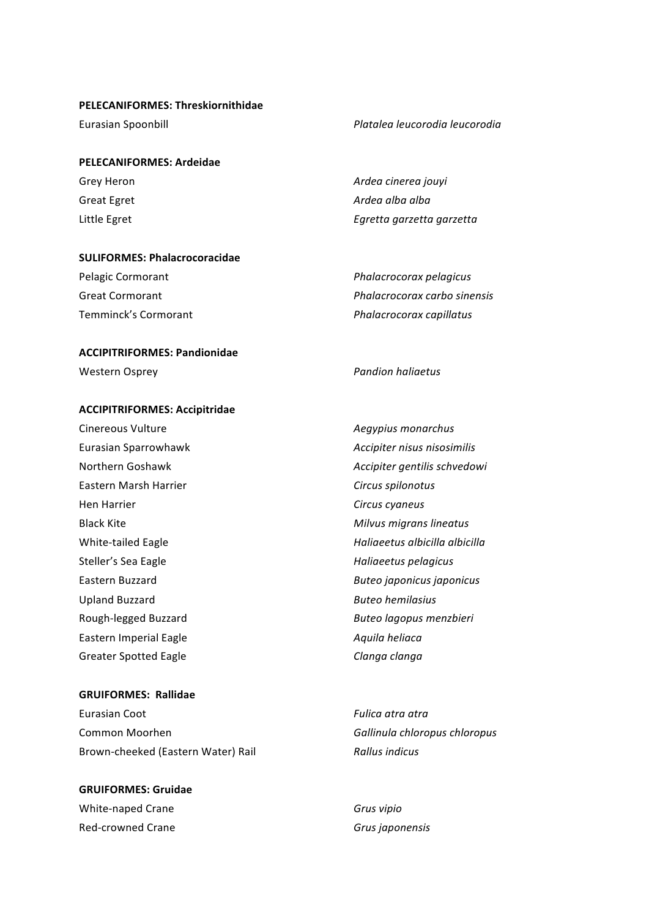**PELECANIFORMES: Threskiornithidae**

| | |
|---|---|
| Eurasian Spoonbill | *Platalea leucorodia leucorodia* |

**PELECANIFORMES: Ardeidae**

| | |
|---|---|
| Grey Heron | *Ardea cinerea jouyi* |
| Great Egret | *Ardea alba alba* |
| Little Egret | *Egretta garzetta garzetta* |

**SULIFORMES: Phalacrocoracidae**

| | |
|---|---|
| Pelagic Cormorant | *Phalacrocorax pelagicus* |
| Great Cormorant | *Phalacrocorax carbo sinensis* |
| Temminck's Cormorant | *Phalacrocorax capillatus* |

**ACCIPITRIFORMES: Pandionidae**

| | |
|---|---|
| Western Osprey | *Pandion haliaetus* |

**ACCIPITRIFORMES: Accipitridae**

| | |
|---|---|
| Cinereous Vulture | *Aegypius monarchus* |
| Eurasian Sparrowhawk | *Accipiter nisus nisosimilis* |
| Northern Goshawk | *Accipiter gentilis schvedowi* |
| Eastern Marsh Harrier | *Circus spilonotus* |
| Hen Harrier | *Circus cyaneus* |
| Black Kite | *Milvus migrans lineatus* |
| White-tailed Eagle | *Haliaeetus albicilla albicilla* |
| Steller's Sea Eagle | *Haliaeetus pelagicus* |
| Eastern Buzzard | *Buteo japonicus japonicus* |
| Upland Buzzard | *Buteo hemilasius* |
| Rough-legged Buzzard | *Buteo lagopus menzbieri* |
| Eastern Imperial Eagle | *Aquila heliaca* |
| Greater Spotted Eagle | *Clanga clanga* |

**GRUIFORMES: Rallidae**

| | |
|---|---|
| Eurasian Coot | *Fulica atra atra* |
| Common Moorhen | *Gallinula chloropus chloropus* |
| Brown-cheeked (Eastern Water) Rail | *Rallus indicus* |

**GRUIFORMES: Gruidae**

| | |
|---|---|
| White-naped Crane | *Grus vipio* |
| Red-crowned Crane | *Grus japonensis* |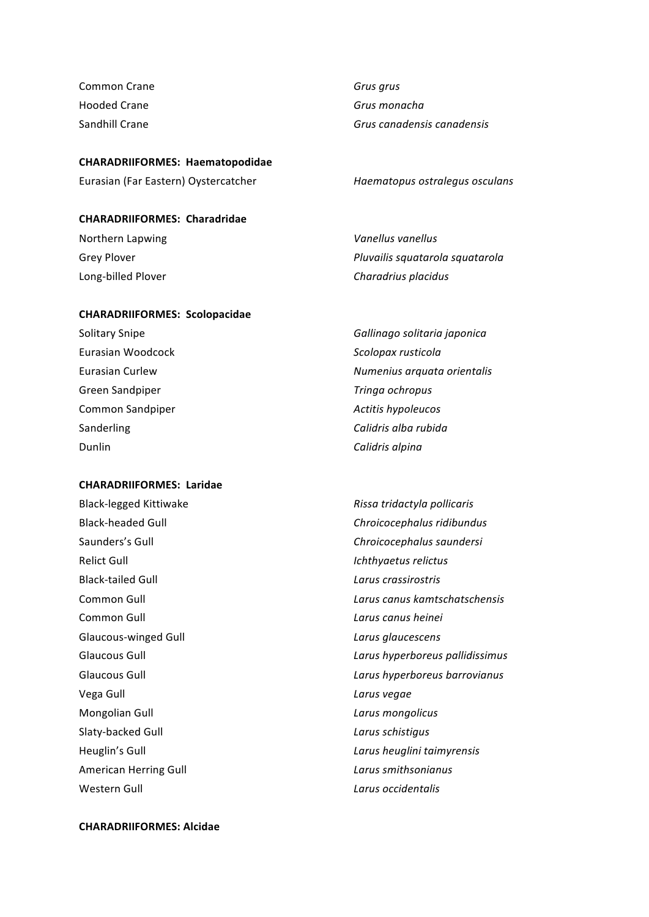Common Crane *Grus grus*
Hooded Crane *Grus monacha*
Sandhill Crane *Grus canadensis canadensis*

**CHARADRIIFORMES: Haematopodidae**

Eurasian (Far Eastern) Oystercatcher *Haematopus ostralegus osculans*

**CHARADRIIFORMES: Charadridae**

Northern Lapwing *Vanellus vanellus*
Grey Plover *Pluvailis squatarola squatarola*
Long-billed Plover *Charadrius placidus*

**CHARADRIIFORMES: Scolopacidae**

Solitary Snipe *Gallinago solitaria japonica*
Eurasian Woodcock *Scolopax rusticola*
Eurasian Curlew *Numenius arquata orientalis*
Green Sandpiper *Tringa ochropus*
Common Sandpiper *Actitis hypoleucos*
Sanderling *Calidris alba rubida*
Dunlin *Calidris alpina*

**CHARADRIIFORMES: Laridae**

Black-legged Kittiwake *Rissa tridactyla pollicaris*
Black-headed Gull *Chroicocephalus ridibundus*
Saunders's Gull *Chroicocephalus saundersi*
Relict Gull *Ichthyaetus relictus*
Black-tailed Gull *Larus crassirostris*
Common Gull *Larus canus kamtschatschensis*
Common Gull *Larus canus heinei*
Glaucous-winged Gull *Larus glaucescens*
Glaucous Gull *Larus hyperboreus pallidissimus*
Glaucous Gull *Larus hyperboreus barrovianus*
Vega Gull *Larus vegae*
Mongolian Gull *Larus mongolicus*
Slaty-backed Gull *Larus schistigus*
Heuglin's Gull *Larus heuglini taimyrensis*
American Herring Gull *Larus smithsonianus*
Western Gull *Larus occidentalis*

**CHARADRIIFORMES: Alcidae**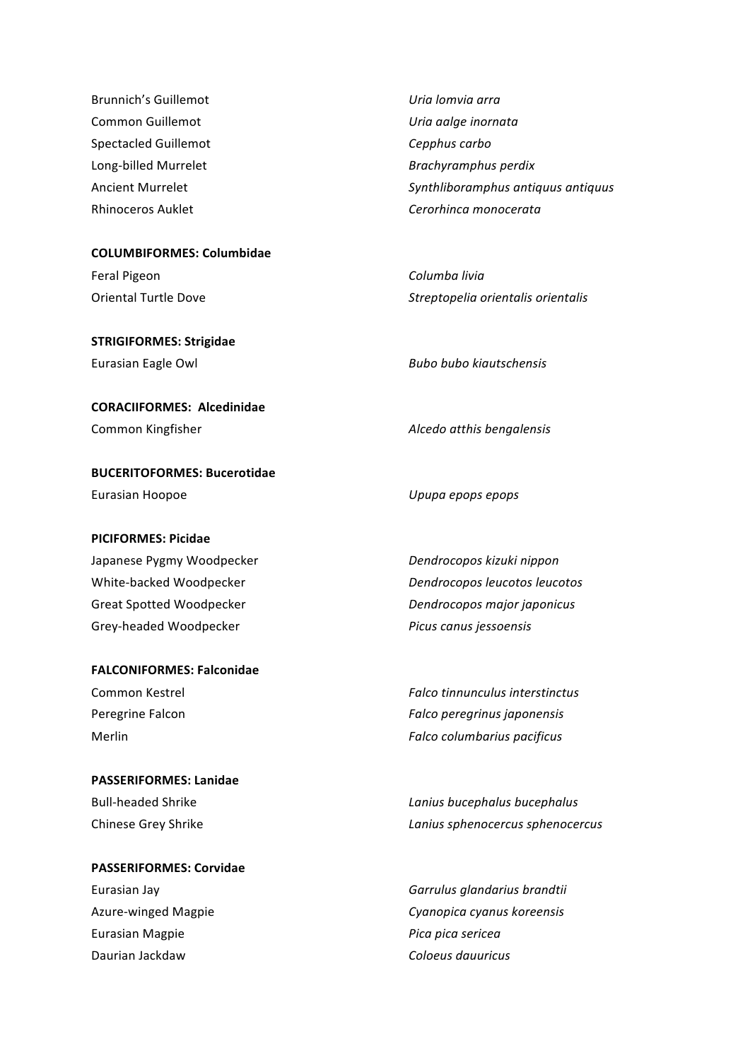Brunnich's Guillemot *Uria lomvia arra*
Common Guillemot *Uria aalge inornata*
Spectacled Guillemot *Cepphus carbo*
Long-billed Murrelet *Brachyramphus perdix*
Ancient Murrelet *Synthliboramphus antiquus antiquus*
Rhinoceros Auklet *Cerorhinca monocerata*

**COLUMBIFORMES: Columbidae**

Feral Pigeon *Columba livia*
Oriental Turtle Dove *Streptopelia orientalis orientalis*

**STRIGIFORMES: Strigidae**

Eurasian Eagle Owl *Bubo bubo kiautschensis*

**CORACIIFORMES: Alcedinidae**

Common Kingfisher *Alcedo atthis bengalensis*

**BUCERITOFORMES: Bucerotidae**

Eurasian Hoopoe *Upupa epops epops*

**PICIFORMES: Picidae**

Japanese Pygmy Woodpecker *Dendrocopos kizuki nippon*
White-backed Woodpecker *Dendrocopos leucotos leucotos*
Great Spotted Woodpecker *Dendrocopos major japonicus*
Grey-headed Woodpecker *Picus canus jessoensis*

**FALCONIFORMES: Falconidae**

Common Kestrel *Falco tinnunculus interstinctus*
Peregrine Falcon *Falco peregrinus japonensis*
Merlin *Falco columbarius pacificus*

**PASSERIFORMES: Lanidae**

Bull-headed Shrike *Lanius bucephalus bucephalus*
Chinese Grey Shrike *Lanius sphenocercus sphenocercus*

**PASSERIFORMES: Corvidae**

Eurasian Jay *Garrulus glandarius brandtii*
Azure-winged Magpie *Cyanopica cyanus koreensis*
Eurasian Magpie *Pica pica sericea*
Daurian Jackdaw *Coloeus dauuricus*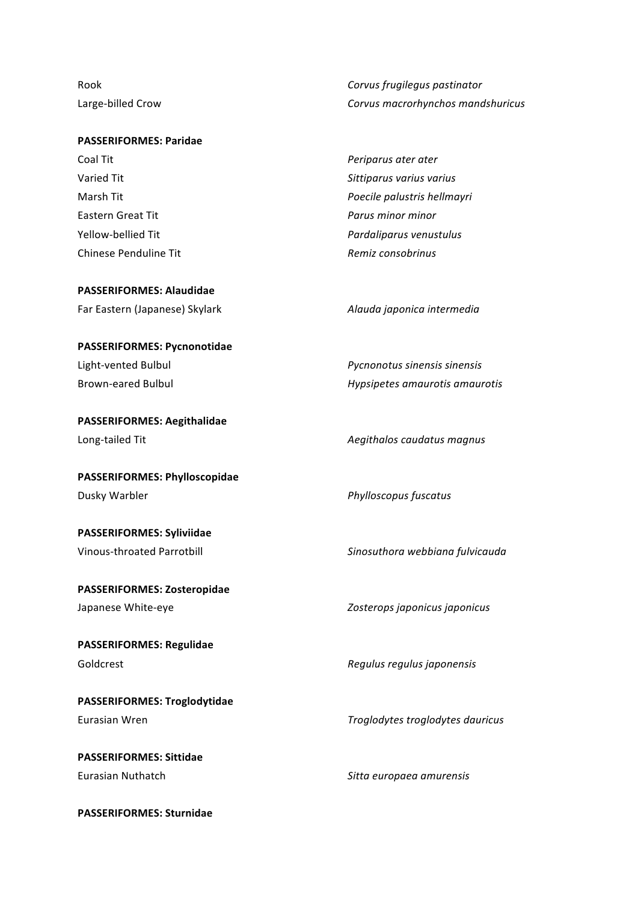| | |
|---|---|
| Rook | *Corvus frugilegus pastinator* |
| Large-billed Crow | *Corvus macrorhynchos mandshuricus* |

**PASSERIFORMES: Paridae**

| | |
|---|---|
| Coal Tit | *Periparus ater ater* |
| Varied Tit | *Sittiparus varius varius* |
| Marsh Tit | *Poecile palustris hellmayri* |
| Eastern Great Tit | *Parus minor minor* |
| Yellow-bellied Tit | *Pardaliparus venustulus* |
| Chinese Penduline Tit | *Remiz consobrinus* |

**PASSERIFORMES: Alaudidae**

| | |
|---|---|
| Far Eastern (Japanese) Skylark | *Alauda japonica intermedia* |

**PASSERIFORMES: Pycnonotidae**

| | |
|---|---|
| Light-vented Bulbul | *Pycnonotus sinensis sinensis* |
| Brown-eared Bulbul | *Hypsipetes amaurotis amaurotis* |

**PASSERIFORMES: Aegithalidae**

| | |
|---|---|
| Long-tailed Tit | *Aegithalos caudatus magnus* |

**PASSERIFORMES: Phylloscopidae**

| | |
|---|---|
| Dusky Warbler | *Phylloscopus fuscatus* |

**PASSERIFORMES: Syliviidae**

| | |
|---|---|
| Vinous-throated Parrotbill | *Sinosuthora webbiana fulvicauda* |

**PASSERIFORMES: Zosteropidae**

| | |
|---|---|
| Japanese White-eye | *Zosterops japonicus japonicus* |

**PASSERIFORMES: Regulidae**

| | |
|---|---|
| Goldcrest | *Regulus regulus japonensis* |

**PASSERIFORMES: Troglodytidae**

| | |
|---|---|
| Eurasian Wren | *Troglodytes troglodytes dauricus* |

**PASSERIFORMES: Sittidae**

| | |
|---|---|
| Eurasian Nuthatch | *Sitta europaea amurensis* |

**PASSERIFORMES: Sturnidae**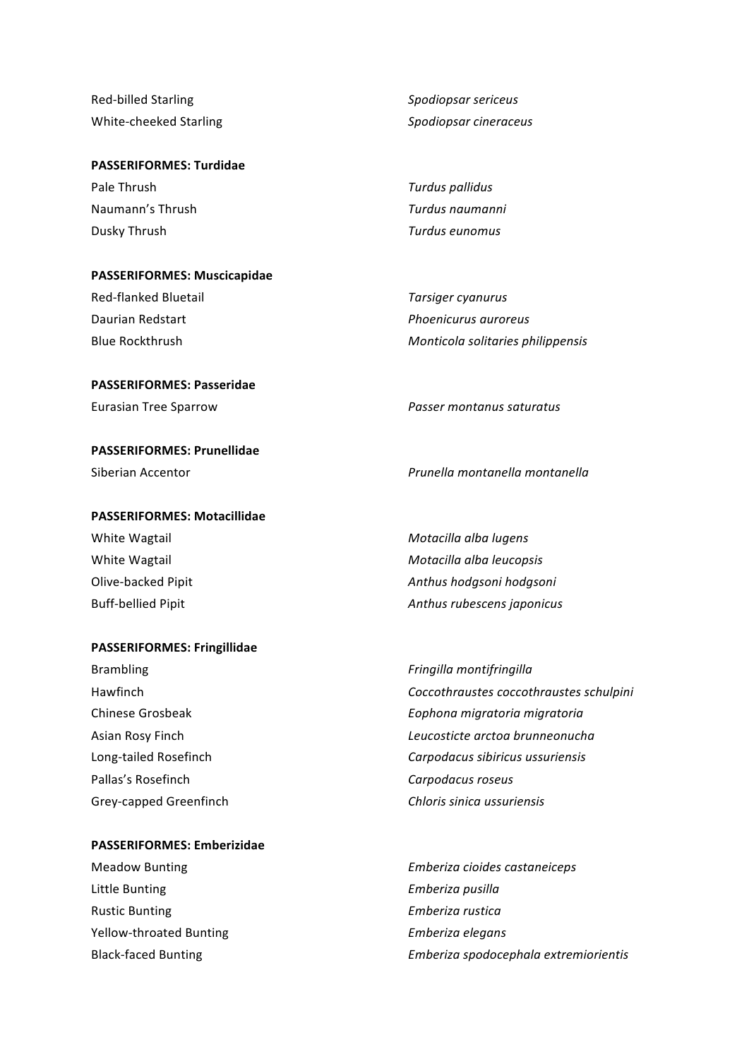| | |
|---|---|
| Red-billed Starling | *Spodiopsar sericeus* |
| White-cheeked Starling | *Spodiopsar cineraceus* |

**PASSERIFORMES: Turdidae**

| | |
|---|---|
| Pale Thrush | *Turdus pallidus* |
| Naumann's Thrush | *Turdus naumanni* |
| Dusky Thrush | *Turdus eunomus* |

**PASSERIFORMES: Muscicapidae**

| | |
|---|---|
| Red-flanked Bluetail | *Tarsiger cyanurus* |
| Daurian Redstart | *Phoenicurus auroreus* |
| Blue Rockthrush | *Monticola solitaries philippensis* |

**PASSERIFORMES: Passeridae**

| | |
|---|---|
| Eurasian Tree Sparrow | *Passer montanus saturatus* |

**PASSERIFORMES: Prunellidae**

| | |
|---|---|
| Siberian Accentor | *Prunella montanella montanella* |

**PASSERIFORMES: Motacillidae**

| | |
|---|---|
| White Wagtail | *Motacilla alba lugens* |
| White Wagtail | *Motacilla alba leucopsis* |
| Olive-backed Pipit | *Anthus hodgsoni hodgsoni* |
| Buff-bellied Pipit | *Anthus rubescens japonicus* |

**PASSERIFORMES: Fringillidae**

| | |
|---|---|
| Brambling | *Fringilla montifringilla* |
| Hawfinch | *Coccothraustes coccothraustes schulpini* |
| Chinese Grosbeak | *Eophona migratoria migratoria* |
| Asian Rosy Finch | *Leucosticte arctoa brunneonucha* |
| Long-tailed Rosefinch | *Carpodacus sibiricus ussuriensis* |
| Pallas's Rosefinch | *Carpodacus roseus* |
| Grey-capped Greenfinch | *Chloris sinica ussuriensis* |

**PASSERIFORMES: Emberizidae**

| | |
|---|---|
| Meadow Bunting | *Emberiza cioides castaneiceps* |
| Little Bunting | *Emberiza pusilla* |
| Rustic Bunting | *Emberiza rustica* |
| Yellow-throated Bunting | *Emberiza elegans* |
| Black-faced Bunting | *Emberiza spodocephala extremiorientis* |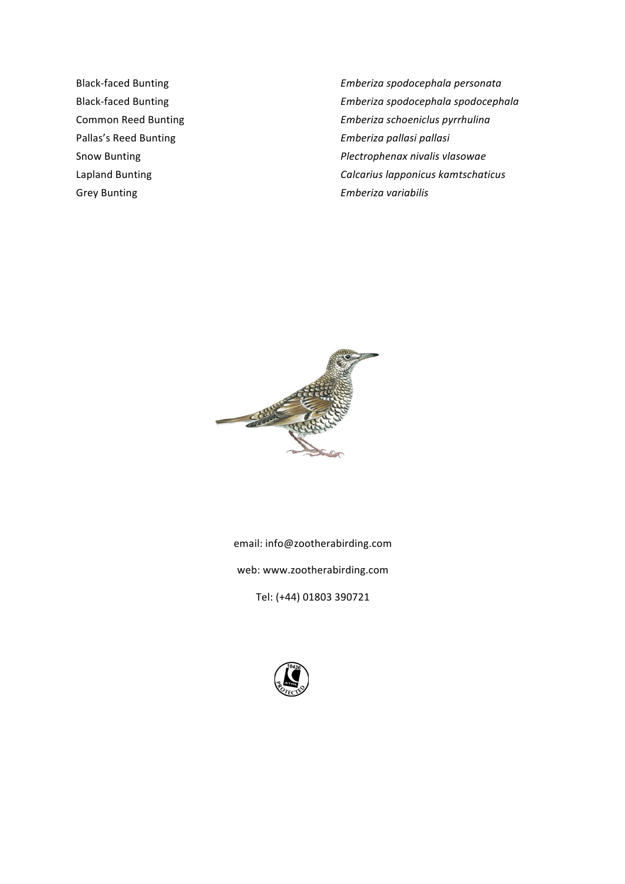| | |
|---|---|
| Black-faced Bunting | *Emberiza spodocephala personata* |
| Black-faced Bunting | *Emberiza spodocephala spodocephala* |
| Common Reed Bunting | *Emberiza schoeniclus pyrrhulina* |
| Pallas's Reed Bunting | *Emberiza pallasi pallasi* |
| Snow Bunting | *Plectrophenax nivalis vlasowae* |
| Lapland Bunting | *Calcarius lapponicus kamtschaticus* |
| Grey Bunting | *Emberiza variabilis* |

email: info@zootherabirding.com

web: www.zootherabirding.com

Tel: (+44) 01803 390721